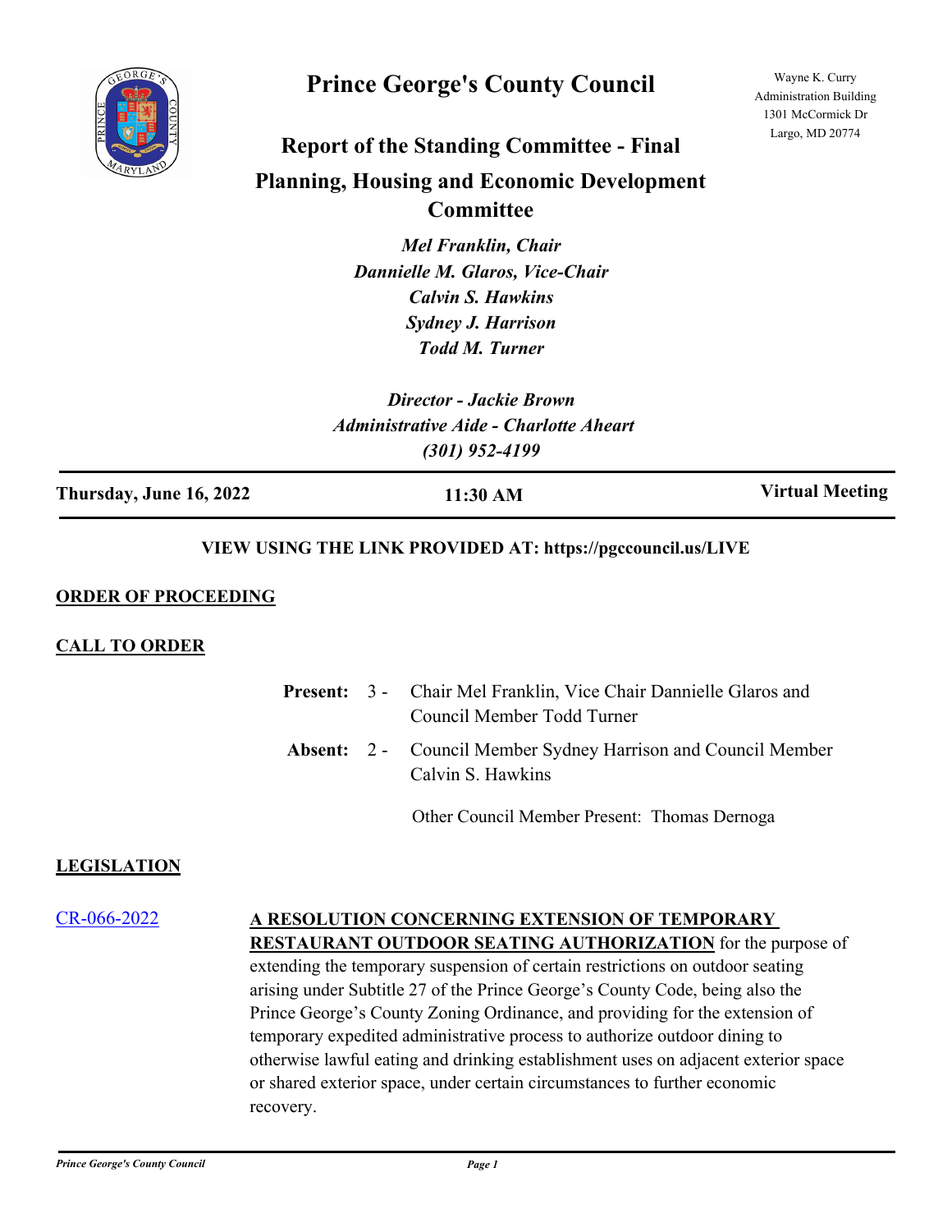# Prince George's County Council

Wayne K. Curry Administration Building
1301 McCormick Dr
Largo, MD 20774

## Report of the Standing Committee - Final

## Planning, Housing and Economic Development Committee

*Mel Franklin, Chair*
*Dannielle M. Glaros, Vice-Chair*
*Calvin S. Hawkins*
*Sydney J. Harrison*
*Todd M. Turner*

*Director - Jackie Brown*
*Administrative Aide - Charlotte Aheart*
*(301) 952-4199*

**Thursday, June 16, 2022** | **11:30 AM** | **Virtual Meeting**

**VIEW USING THE LINK PROVIDED AT: https://pgccouncil.us/LIVE**

**ORDER OF PROCEEDING**

**CALL TO ORDER**

**Present:** 3 - Chair Mel Franklin, Vice Chair Dannielle Glaros and Council Member Todd Turner

**Absent:** 2 - Council Member Sydney Harrison and Council Member Calvin S. Hawkins

Other Council Member Present: Thomas Dernoga

**LEGISLATION**

CR-066-2022 **A RESOLUTION CONCERNING EXTENSION OF TEMPORARY RESTAURANT OUTDOOR SEATING AUTHORIZATION** for the purpose of extending the temporary suspension of certain restrictions on outdoor seating arising under Subtitle 27 of the Prince George's County Code, being also the Prince George's County Zoning Ordinance, and providing for the extension of temporary expedited administrative process to authorize outdoor dining to otherwise lawful eating and drinking establishment uses on adjacent exterior space or shared exterior space, under certain circumstances to further economic recovery.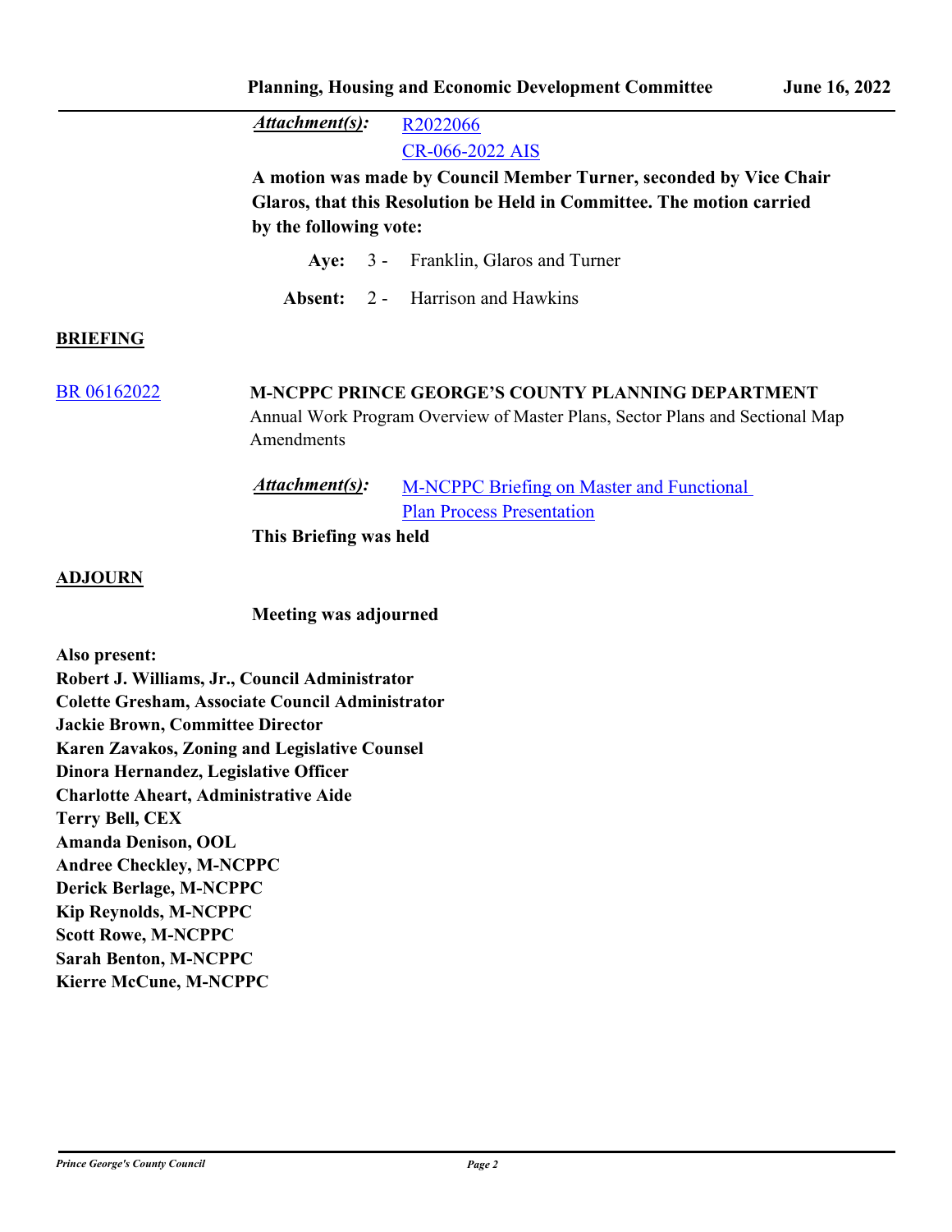***Attachment(s):*** R2022066
CR-066-2022 AIS

**A motion was made by Council Member Turner, seconded by Vice Chair Glaros, that this Resolution be Held in Committee. The motion carried by the following vote:**

**Aye:** 3 - Franklin, Glaros and Turner

**Absent:** 2 - Harrison and Hawkins

**BRIEFING**

BR 06162022 **M-NCPPC PRINCE GEORGE'S COUNTY PLANNING DEPARTMENT**
Annual Work Program Overview of Master Plans, Sector Plans and Sectional Map Amendments

***Attachment(s):*** M-NCPPC Briefing on Master and Functional Plan Process Presentation

**This Briefing was held**

**ADJOURN**

**Meeting was adjourned**

**Also present:**
**Robert J. Williams, Jr., Council Administrator**
**Colette Gresham, Associate Council Administrator**
**Jackie Brown, Committee Director**
**Karen Zavakos, Zoning and Legislative Counsel**
**Dinora Hernandez, Legislative Officer**
**Charlotte Aheart, Administrative Aide**
**Terry Bell, CEX**
**Amanda Denison, OOL**
**Andree Checkley, M-NCPPC**
**Derick Berlage, M-NCPPC**
**Kip Reynolds, M-NCPPC**
**Scott Rowe, M-NCPPC**
**Sarah Benton, M-NCPPC**
**Kierre McCune, M-NCPPC**